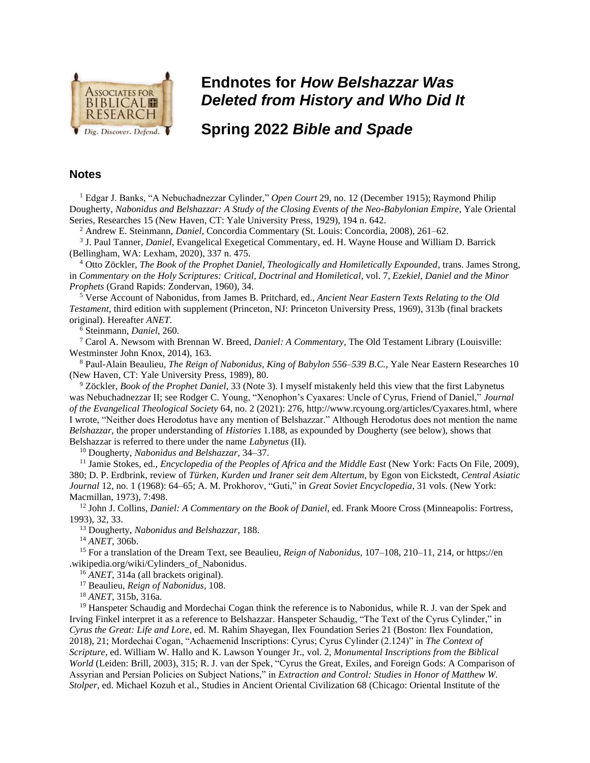# Endnotes for *How Belshazzar Was Deleted from History and Who Did It*

# Spring 2022 *Bible and Spade*

## Notes

[1] Edgar J. Banks, "A Nebuchadnezzar Cylinder," *Open Court* 29, no. 12 (December 1915); Raymond Philip Dougherty, *Nabonidus and Belshazzar: A Study of the Closing Events of the Neo-Babylonian Empire*, Yale Oriental Series, Researches 15 (New Haven, CT: Yale University Press, 1929), 194 n. 642.

[2] Andrew E. Steinmann, *Daniel*, Concordia Commentary (St. Louis: Concordia, 2008), 261–62.

[3] J. Paul Tanner, *Daniel*, Evangelical Exegetical Commentary, ed. H. Wayne House and William D. Barrick (Bellingham, WA: Lexham, 2020), 337 n. 475.

[4] Otto Zöckler, *The Book of the Prophet Daniel, Theologically and Homiletically Expounded*, trans. James Strong, in *Commentary on the Holy Scriptures: Critical, Doctrinal and Homiletical*, vol. 7, *Ezekiel, Daniel and the Minor Prophets* (Grand Rapids: Zondervan, 1960), 34.

[5] Verse Account of Nabonidus, from James B. Pritchard, ed., *Ancient Near Eastern Texts Relating to the Old Testament*, third edition with supplement (Princeton, NJ: Princeton University Press, 1969), 313b (final brackets original). Hereafter *ANET*.

[6] Steinmann, *Daniel*, 260.

[7] Carol A. Newsom with Brennan W. Breed, *Daniel: A Commentary*, The Old Testament Library (Louisville: Westminster John Knox, 2014), 163.

[8] Paul-Alain Beaulieu, *The Reign of Nabonidus, King of Babylon 556–539 B.C.*, Yale Near Eastern Researches 10 (New Haven, CT: Yale University Press, 1989), 80.

[9] Zöckler, *Book of the Prophet Daniel*, 33 (Note 3). I myself mistakenly held this view that the first Labynetus was Nebuchadnezzar II; see Rodger C. Young, "Xenophon's Cyaxares: Uncle of Cyrus, Friend of Daniel," *Journal of the Evangelical Theological Society* 64, no. 2 (2021): 276, http://www.rcyoung.org/articles/Cyaxares.html, where I wrote, "Neither does Herodotus have any mention of Belshazzar." Although Herodotus does not mention the name *Belshazzar*, the proper understanding of *Histories* 1.188, as expounded by Dougherty (see below), shows that Belshazzar is referred to there under the name *Labynetus* (II).

[10] Dougherty, *Nabonidus and Belshazzar*, 34–37.

[11] Jamie Stokes, ed., *Encyclopedia of the Peoples of Africa and the Middle East* (New York: Facts On File, 2009), 380; D. P. Erdbrink, review of *Türken, Kurden und Iraner seit dem Altertum*, by Egon von Eickstedt, *Central Asiatic Journal* 12, no. 1 (1968): 64–65; A. M. Prokhorov, "Guti," in *Great Soviet Encyclopedia*, 31 vols. (New York: Macmillan, 1973), 7:498.

[12] John J. Collins, *Daniel: A Commentary on the Book of Daniel*, ed. Frank Moore Cross (Minneapolis: Fortress, 1993), 32, 33.

[13] Dougherty, *Nabonidus and Belshazzar*, 188.

[14] *ANET*, 306b.

[15] For a translation of the Dream Text, see Beaulieu, *Reign of Nabonidus*, 107–108, 210–11, 214, or https://en.wikipedia.org/wiki/Cylinders_of_Nabonidus.

[16] *ANET*, 314a (all brackets original).

[17] Beaulieu, *Reign of Nabonidus*, 108.

[18] *ANET*, 315b, 316a.

[19] Hanspeter Schaudig and Mordechai Cogan think the reference is to Nabonidus, while R. J. van der Spek and Irving Finkel interpret it as a reference to Belshazzar. Hanspeter Schaudig, "The Text of the Cyrus Cylinder," in *Cyrus the Great: Life and Lore*, ed. M. Rahim Shayegan, Ilex Foundation Series 21 (Boston: Ilex Foundation, 2018), 21; Mordechai Cogan, "Achaemenid Inscriptions: Cyrus; Cyrus Cylinder (2.124)" in *The Context of Scripture*, ed. William W. Hallo and K. Lawson Younger Jr., vol. 2, *Monumental Inscriptions from the Biblical World* (Leiden: Brill, 2003), 315; R. J. van der Spek, "Cyrus the Great, Exiles, and Foreign Gods: A Comparison of Assyrian and Persian Policies on Subject Nations," in *Extraction and Control: Studies in Honor of Matthew W. Stolper*, ed. Michael Kozuh et al., Studies in Ancient Oriental Civilization 68 (Chicago: Oriental Institute of the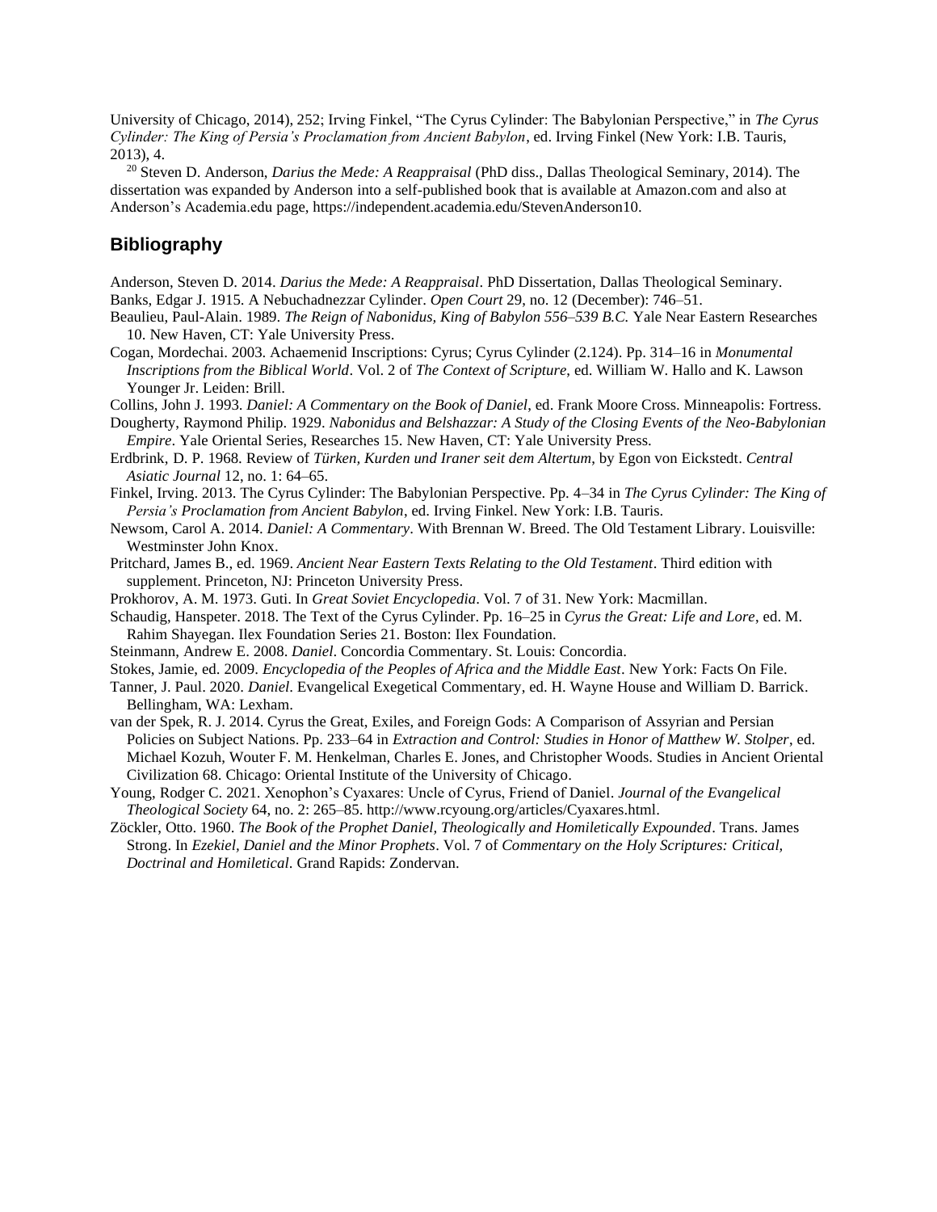University of Chicago, 2014), 252; Irving Finkel, "The Cyrus Cylinder: The Babylonian Perspective," in *The Cyrus Cylinder: The King of Persia's Proclamation from Ancient Babylon*, ed. Irving Finkel (New York: I.B. Tauris, 2013), 4.

[20] Steven D. Anderson, *Darius the Mede: A Reappraisal* (PhD diss., Dallas Theological Seminary, 2014). The dissertation was expanded by Anderson into a self-published book that is available at Amazon.com and also at Anderson's Academia.edu page, https://independent.academia.edu/StevenAnderson10.

## Bibliography

Anderson, Steven D. 2014. *Darius the Mede: A Reappraisal*. PhD Dissertation, Dallas Theological Seminary.

Banks, Edgar J. 1915. A Nebuchadnezzar Cylinder. *Open Court* 29, no. 12 (December): 746–51.

Beaulieu, Paul-Alain. 1989. *The Reign of Nabonidus, King of Babylon 556–539 B.C.* Yale Near Eastern Researches 10. New Haven, CT: Yale University Press.

Cogan, Mordechai. 2003. Achaemenid Inscriptions: Cyrus; Cyrus Cylinder (2.124). Pp. 314–16 in *Monumental Inscriptions from the Biblical World*. Vol. 2 of *The Context of Scripture*, ed. William W. Hallo and K. Lawson Younger Jr. Leiden: Brill.

Collins, John J. 1993. *Daniel: A Commentary on the Book of Daniel*, ed. Frank Moore Cross. Minneapolis: Fortress.

Dougherty, Raymond Philip. 1929. *Nabonidus and Belshazzar: A Study of the Closing Events of the Neo-Babylonian Empire*. Yale Oriental Series, Researches 15. New Haven, CT: Yale University Press.

Erdbrink, D. P. 1968. Review of *Türken, Kurden und Iraner seit dem Altertum*, by Egon von Eickstedt. *Central Asiatic Journal* 12, no. 1: 64–65.

Finkel, Irving. 2013. The Cyrus Cylinder: The Babylonian Perspective. Pp. 4–34 in *The Cyrus Cylinder: The King of Persia's Proclamation from Ancient Babylon*, ed. Irving Finkel. New York: I.B. Tauris.

Newsom, Carol A. 2014. *Daniel: A Commentary*. With Brennan W. Breed. The Old Testament Library. Louisville: Westminster John Knox.

Pritchard, James B., ed. 1969. *Ancient Near Eastern Texts Relating to the Old Testament*. Third edition with supplement. Princeton, NJ: Princeton University Press.

Prokhorov, A. M. 1973. Guti. In *Great Soviet Encyclopedia*. Vol. 7 of 31. New York: Macmillan.

Schaudig, Hanspeter. 2018. The Text of the Cyrus Cylinder. Pp. 16–25 in *Cyrus the Great: Life and Lore*, ed. M. Rahim Shayegan. Ilex Foundation Series 21. Boston: Ilex Foundation.

Steinmann, Andrew E. 2008. *Daniel*. Concordia Commentary. St. Louis: Concordia.

Stokes, Jamie, ed. 2009. *Encyclopedia of the Peoples of Africa and the Middle East*. New York: Facts On File.

Tanner, J. Paul. 2020. *Daniel*. Evangelical Exegetical Commentary, ed. H. Wayne House and William D. Barrick. Bellingham, WA: Lexham.

van der Spek, R. J. 2014. Cyrus the Great, Exiles, and Foreign Gods: A Comparison of Assyrian and Persian Policies on Subject Nations. Pp. 233–64 in *Extraction and Control: Studies in Honor of Matthew W. Stolper*, ed. Michael Kozuh, Wouter F. M. Henkelman, Charles E. Jones, and Christopher Woods. Studies in Ancient Oriental Civilization 68. Chicago: Oriental Institute of the University of Chicago.

Young, Rodger C. 2021. Xenophon's Cyaxares: Uncle of Cyrus, Friend of Daniel. *Journal of the Evangelical Theological Society* 64, no. 2: 265–85. http://www.rcyoung.org/articles/Cyaxares.html.

Zöckler, Otto. 1960. *The Book of the Prophet Daniel, Theologically and Homiletically Expounded*. Trans. James Strong. In *Ezekiel, Daniel and the Minor Prophets*. Vol. 7 of *Commentary on the Holy Scriptures: Critical, Doctrinal and Homiletical*. Grand Rapids: Zondervan.